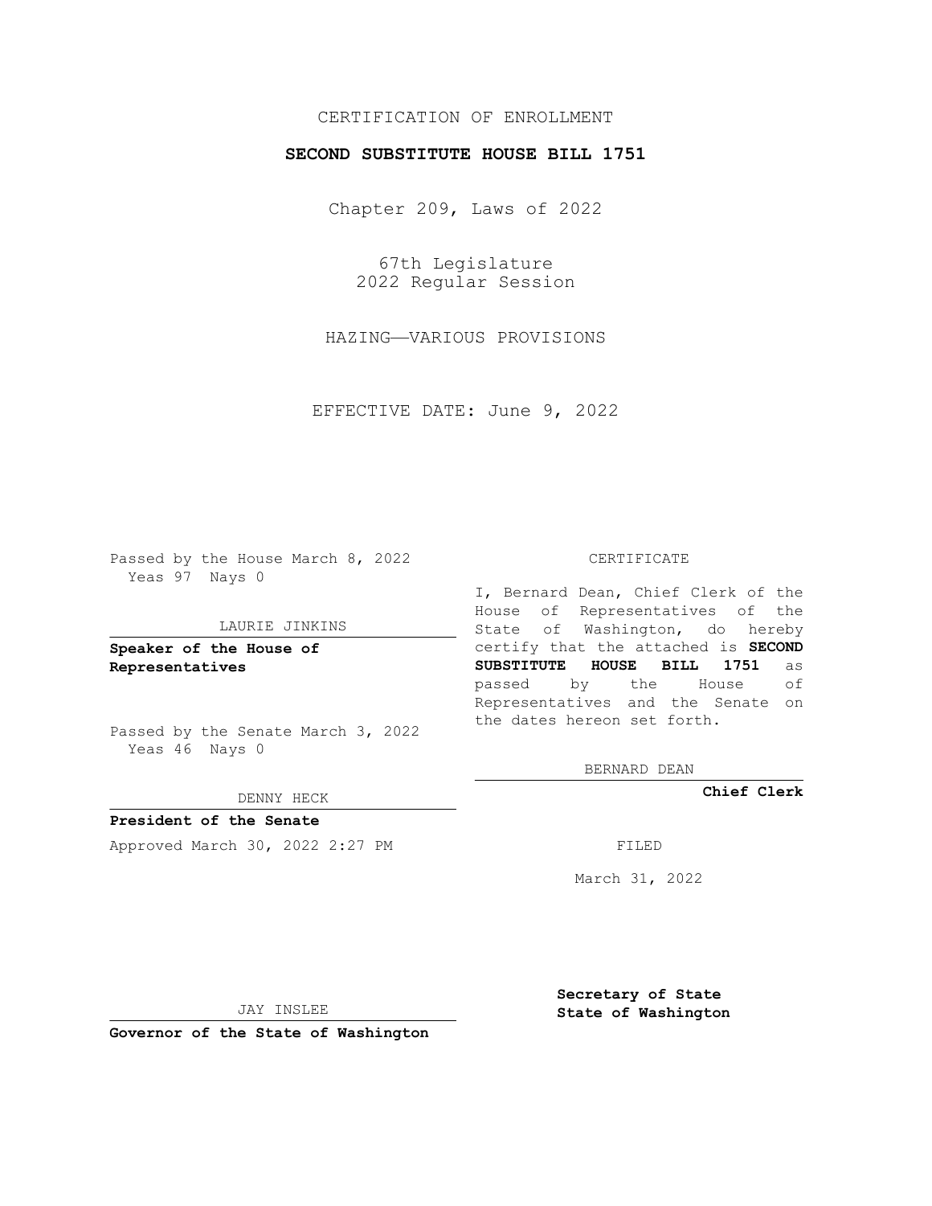CERTIFICATION OF ENROLLMENT

# SECOND SUBSTITUTE HOUSE BILL 1751

Chapter 209, Laws of 2022

67th Legislature
2022 Regular Session

HAZING—VARIOUS PROVISIONS

EFFECTIVE DATE: June 9, 2022

Passed by the House March 8, 2022
Yeas 97 Nays 0

LAURIE JINKINS

**Speaker of the House of Representatives**

Passed by the Senate March 3, 2022
Yeas 46 Nays 0

DENNY HECK

**President of the Senate**

Approved March 30, 2022 2:27 PM

JAY INSLEE

**Governor of the State of Washington**

CERTIFICATE

I, Bernard Dean, Chief Clerk of the House of Representatives of the State of Washington, do hereby certify that the attached is **SECOND SUBSTITUTE HOUSE BILL 1751** as passed by the House of Representatives and the Senate on the dates hereon set forth.

BERNARD DEAN

**Chief Clerk**

FILED

March 31, 2022

**Secretary of State**
**State of Washington**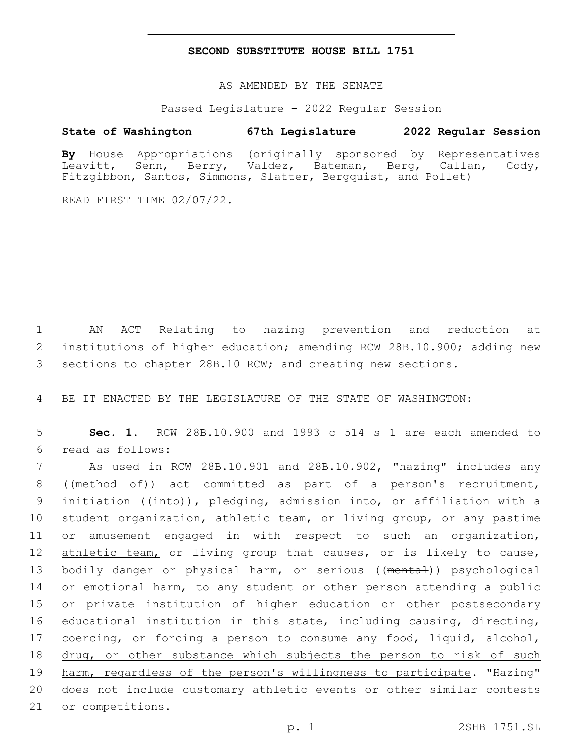# SECOND SUBSTITUTE HOUSE BILL 1751

AS AMENDED BY THE SENATE

Passed Legislature - 2022 Regular Session

**State of Washington 67th Legislature 2022 Regular Session**

**By** House Appropriations (originally sponsored by Representatives Leavitt, Senn, Berry, Valdez, Bateman, Berg, Callan, Cody, Fitzgibbon, Santos, Simmons, Slatter, Bergquist, and Pollet)

READ FIRST TIME 02/07/22.

AN ACT Relating to hazing prevention and reduction at institutions of higher education; amending RCW 28B.10.900; adding new sections to chapter 28B.10 RCW; and creating new sections.

BE IT ENACTED BY THE LEGISLATURE OF THE STATE OF WASHINGTON:

**Sec. 1.** RCW 28B.10.900 and 1993 c 514 s 1 are each amended to read as follows:

As used in RCW 28B.10.901 and 28B.10.902, "hazing" includes any ((~~method of~~)) <u>act committed as part of a person's recruitment,</u> initiation ((~~into~~))<u>, pledging, admission into, or affiliation with</u> a student organization<u>, athletic team,</u> or living group, or any pastime or amusement engaged in with respect to such an organization<u>, athletic team,</u> or living group that causes, or is likely to cause, bodily danger or physical harm, or serious ((~~mental~~)) <u>psychological</u> or emotional harm, to any student or other person attending a public or private institution of higher education or other postsecondary educational institution in this state<u>, including causing, directing, coercing, or forcing a person to consume any food, liquid, alcohol, drug, or other substance which subjects the person to risk of such harm, regardless of the person's willingness to participate</u>. "Hazing" does not include customary athletic events or other similar contests or competitions.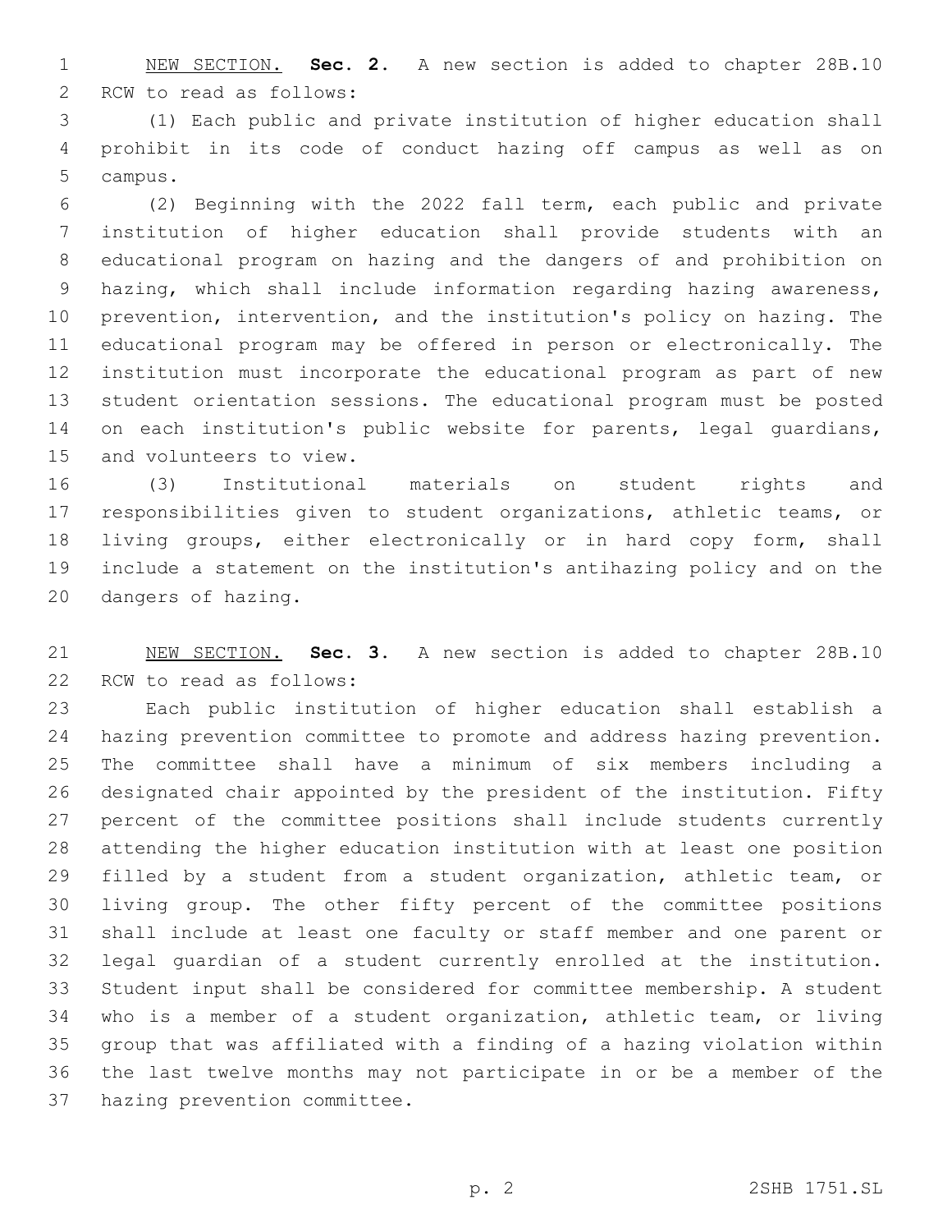NEW SECTION. **Sec. 2.** A new section is added to chapter 28B.10 RCW to read as follows:

(1) Each public and private institution of higher education shall prohibit in its code of conduct hazing off campus as well as on campus.

(2) Beginning with the 2022 fall term, each public and private institution of higher education shall provide students with an educational program on hazing and the dangers of and prohibition on hazing, which shall include information regarding hazing awareness, prevention, intervention, and the institution's policy on hazing. The educational program may be offered in person or electronically. The institution must incorporate the educational program as part of new student orientation sessions. The educational program must be posted on each institution's public website for parents, legal guardians, and volunteers to view.

(3) Institutional materials on student rights and responsibilities given to student organizations, athletic teams, or living groups, either electronically or in hard copy form, shall include a statement on the institution's antihazing policy and on the dangers of hazing.

NEW SECTION. **Sec. 3.** A new section is added to chapter 28B.10 RCW to read as follows:

Each public institution of higher education shall establish a hazing prevention committee to promote and address hazing prevention. The committee shall have a minimum of six members including a designated chair appointed by the president of the institution. Fifty percent of the committee positions shall include students currently attending the higher education institution with at least one position filled by a student from a student organization, athletic team, or living group. The other fifty percent of the committee positions shall include at least one faculty or staff member and one parent or legal guardian of a student currently enrolled at the institution. Student input shall be considered for committee membership. A student who is a member of a student organization, athletic team, or living group that was affiliated with a finding of a hazing violation within the last twelve months may not participate in or be a member of the hazing prevention committee.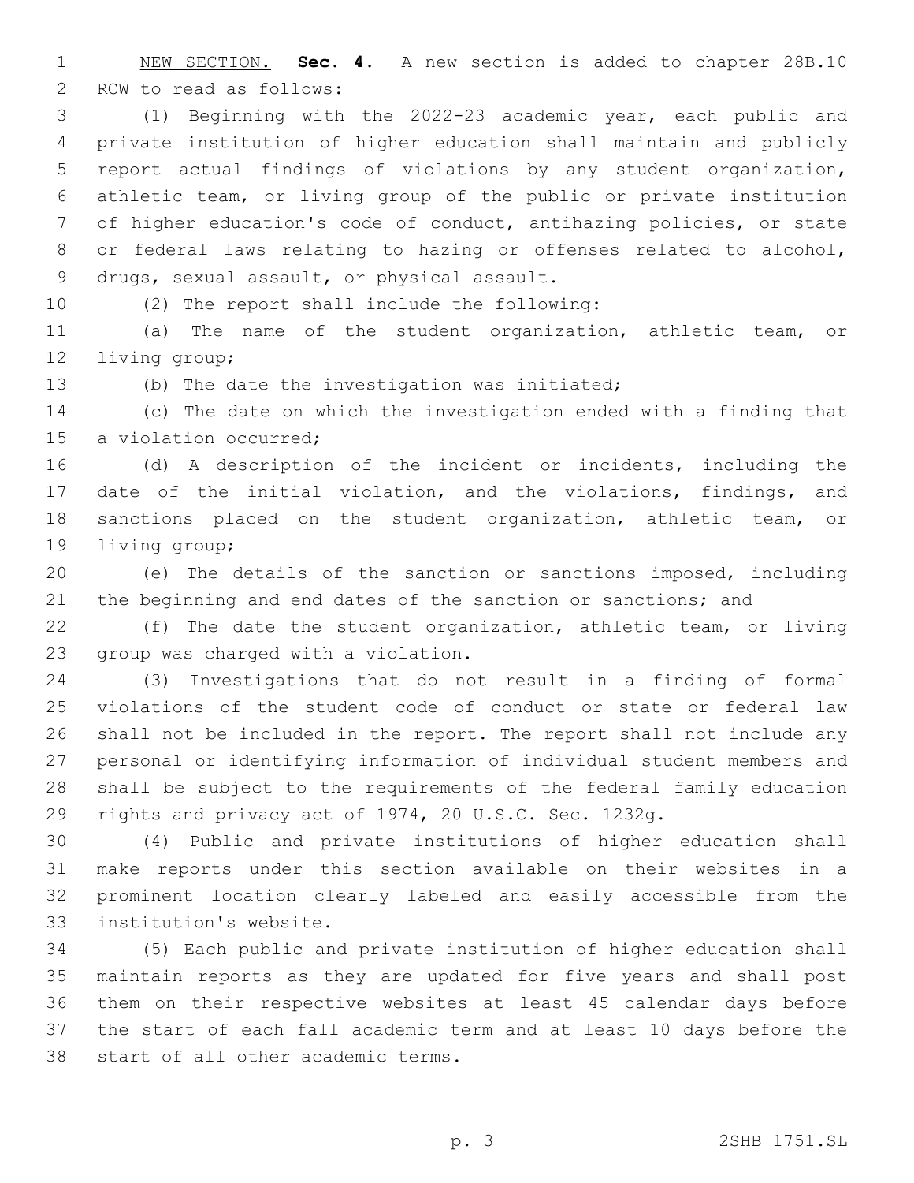NEW SECTION. **Sec. 4.** A new section is added to chapter 28B.10 RCW to read as follows:

(1) Beginning with the 2022-23 academic year, each public and private institution of higher education shall maintain and publicly report actual findings of violations by any student organization, athletic team, or living group of the public or private institution of higher education's code of conduct, antihazing policies, or state or federal laws relating to hazing or offenses related to alcohol, drugs, sexual assault, or physical assault.

(2) The report shall include the following:

(a) The name of the student organization, athletic team, or living group;

(b) The date the investigation was initiated;

(c) The date on which the investigation ended with a finding that a violation occurred;

(d) A description of the incident or incidents, including the date of the initial violation, and the violations, findings, and sanctions placed on the student organization, athletic team, or living group;

(e) The details of the sanction or sanctions imposed, including the beginning and end dates of the sanction or sanctions; and

(f) The date the student organization, athletic team, or living group was charged with a violation.

(3) Investigations that do not result in a finding of formal violations of the student code of conduct or state or federal law shall not be included in the report. The report shall not include any personal or identifying information of individual student members and shall be subject to the requirements of the federal family education rights and privacy act of 1974, 20 U.S.C. Sec. 1232g.

(4) Public and private institutions of higher education shall make reports under this section available on their websites in a prominent location clearly labeled and easily accessible from the institution's website.

(5) Each public and private institution of higher education shall maintain reports as they are updated for five years and shall post them on their respective websites at least 45 calendar days before the start of each fall academic term and at least 10 days before the start of all other academic terms.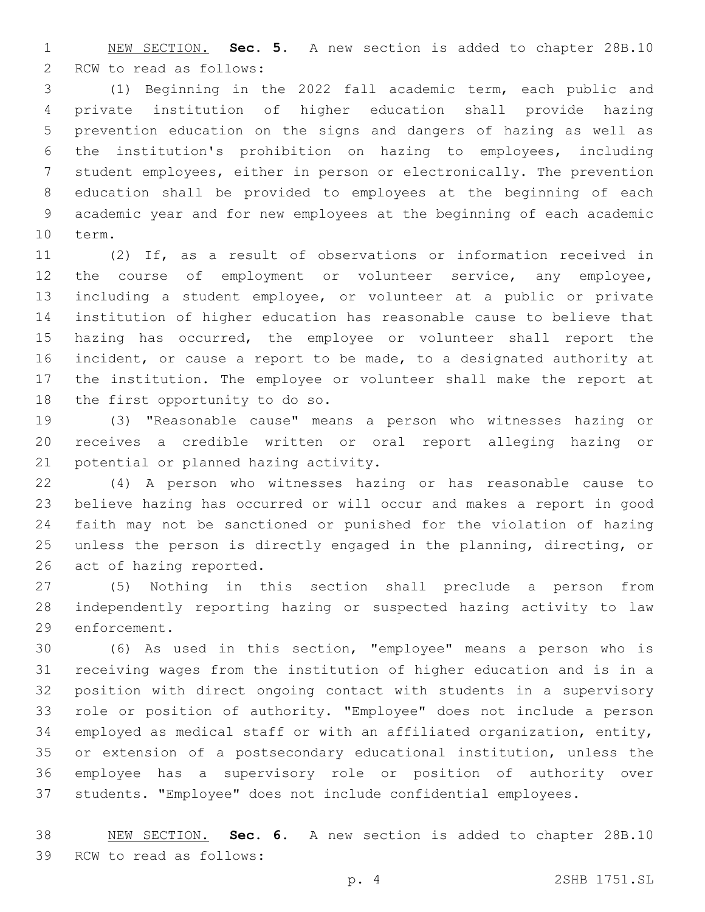NEW SECTION. **Sec. 5.** A new section is added to chapter 28B.10 RCW to read as follows:

(1) Beginning in the 2022 fall academic term, each public and private institution of higher education shall provide hazing prevention education on the signs and dangers of hazing as well as the institution's prohibition on hazing to employees, including student employees, either in person or electronically. The prevention education shall be provided to employees at the beginning of each academic year and for new employees at the beginning of each academic term.

(2) If, as a result of observations or information received in the course of employment or volunteer service, any employee, including a student employee, or volunteer at a public or private institution of higher education has reasonable cause to believe that hazing has occurred, the employee or volunteer shall report the incident, or cause a report to be made, to a designated authority at the institution. The employee or volunteer shall make the report at the first opportunity to do so.

(3) "Reasonable cause" means a person who witnesses hazing or receives a credible written or oral report alleging hazing or potential or planned hazing activity.

(4) A person who witnesses hazing or has reasonable cause to believe hazing has occurred or will occur and makes a report in good faith may not be sanctioned or punished for the violation of hazing unless the person is directly engaged in the planning, directing, or act of hazing reported.

(5) Nothing in this section shall preclude a person from independently reporting hazing or suspected hazing activity to law enforcement.

(6) As used in this section, "employee" means a person who is receiving wages from the institution of higher education and is in a position with direct ongoing contact with students in a supervisory role or position of authority. "Employee" does not include a person employed as medical staff or with an affiliated organization, entity, or extension of a postsecondary educational institution, unless the employee has a supervisory role or position of authority over students. "Employee" does not include confidential employees.

NEW SECTION. **Sec. 6.** A new section is added to chapter 28B.10 RCW to read as follows: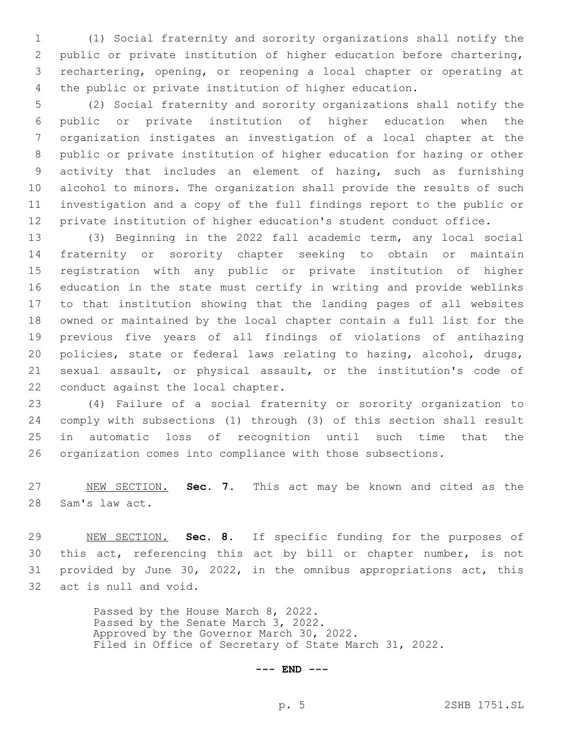(1) Social fraternity and sorority organizations shall notify the public or private institution of higher education before chartering, rechartering, opening, or reopening a local chapter or operating at the public or private institution of higher education.

(2) Social fraternity and sorority organizations shall notify the public or private institution of higher education when the organization instigates an investigation of a local chapter at the public or private institution of higher education for hazing or other activity that includes an element of hazing, such as furnishing alcohol to minors. The organization shall provide the results of such investigation and a copy of the full findings report to the public or private institution of higher education's student conduct office.

(3) Beginning in the 2022 fall academic term, any local social fraternity or sorority chapter seeking to obtain or maintain registration with any public or private institution of higher education in the state must certify in writing and provide weblinks to that institution showing that the landing pages of all websites owned or maintained by the local chapter contain a full list for the previous five years of all findings of violations of antihazing policies, state or federal laws relating to hazing, alcohol, drugs, sexual assault, or physical assault, or the institution's code of conduct against the local chapter.

(4) Failure of a social fraternity or sorority organization to comply with subsections (1) through (3) of this section shall result in automatic loss of recognition until such time that the organization comes into compliance with those subsections.

NEW SECTION. **Sec. 7.** This act may be known and cited as the Sam's law act.

NEW SECTION. **Sec. 8.** If specific funding for the purposes of this act, referencing this act by bill or chapter number, is not provided by June 30, 2022, in the omnibus appropriations act, this act is null and void.

Passed by the House March 8, 2022.
Passed by the Senate March 3, 2022.
Approved by the Governor March 30, 2022.
Filed in Office of Secretary of State March 31, 2022.

**--- END ---**